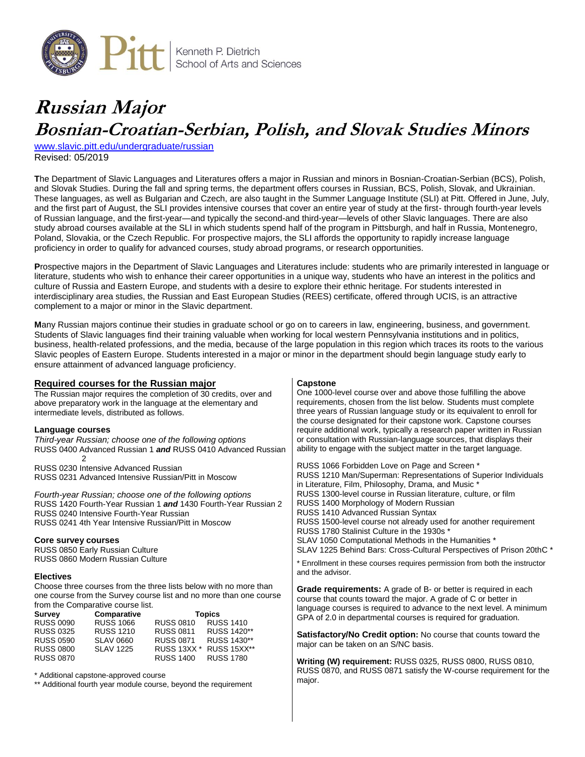Pitt | Kenneth P. Dietrich School of Arts and Sciences

# Russian Major

# Bosnian-Croatian-Serbian, Polish, and Slovak Studies Minors

www.slavic.pitt.edu/undergraduate/russian

Revised: 05/2019

The Department of Slavic Languages and Literatures offers a major in Russian and minors in Bosnian-Croatian-Serbian (BCS), Polish, and Slovak Studies. During the fall and spring terms, the department offers courses in Russian, BCS, Polish, Slovak, and Ukrainian. These languages, as well as Bulgarian and Czech, are also taught in the Summer Language Institute (SLI) at Pitt. Offered in June, July, and the first part of August, the SLI provides intensive courses that cover an entire year of study at the first- through fourth-year levels of Russian language, and the first-year—and typically the second-and third-year—levels of other Slavic languages. There are also study abroad courses available at the SLI in which students spend half of the program in Pittsburgh, and half in Russia, Montenegro, Poland, Slovakia, or the Czech Republic. For prospective majors, the SLI affords the opportunity to rapidly increase language proficiency in order to qualify for advanced courses, study abroad programs, or research opportunities.

Prospective majors in the Department of Slavic Languages and Literatures include: students who are primarily interested in language or literature, students who wish to enhance their career opportunities in a unique way, students who have an interest in the politics and culture of Russia and Eastern Europe, and students with a desire to explore their ethnic heritage. For students interested in interdisciplinary area studies, the Russian and East European Studies (REES) certificate, offered through UCIS, is an attractive complement to a major or minor in the Slavic department.

Many Russian majors continue their studies in graduate school or go on to careers in law, engineering, business, and government. Students of Slavic languages find their training valuable when working for local western Pennsylvania institutions and in politics, business, health-related professions, and the media, because of the large population in this region which traces its roots to the various Slavic peoples of Eastern Europe. Students interested in a major or minor in the department should begin language study early to ensure attainment of advanced language proficiency.

## Required courses for the Russian major

The Russian major requires the completion of 30 credits, over and above preparatory work in the language at the elementary and intermediate levels, distributed as follows.

### Language courses

*Third-year Russian; choose one of the following options*

RUSS 0400 Advanced Russian 1 ***and*** RUSS 0410 Advanced Russian 2

RUSS 0230 Intensive Advanced Russian

RUSS 0231 Advanced Intensive Russian/Pitt in Moscow

*Fourth-year Russian; choose one of the following options*

RUSS 1420 Fourth-Year Russian 1 ***and*** 1430 Fourth-Year Russian 2

RUSS 0240 Intensive Fourth-Year Russian

RUSS 0241 4th Year Intensive Russian/Pitt in Moscow

### Core survey courses

RUSS 0850 Early Russian Culture

RUSS 0860 Modern Russian Culture

### Electives

Choose three courses from the three lists below with no more than one course from the Survey course list and no more than one course from the Comparative course list.

| Survey | Comparative | Topics | |
|---|---|---|---|
| RUSS 0090 | RUSS 1066 | RUSS 0810 | RUSS 1410 |
| RUSS 0325 | RUSS 1210 | RUSS 0811 | RUSS 1420** |
| RUSS 0590 | SLAV 0660 | RUSS 0871 | RUSS 1430** |
| RUSS 0800 | SLAV 1225 | RUSS 13XX * | RUSS 15XX** |
| RUSS 0870 | | RUSS 1400 | RUSS 1780 |

\* Additional capstone-approved course

** Additional fourth year module course, beyond the requirement

### Capstone

One 1000-level course over and above those fulfilling the above requirements, chosen from the list below. Students must complete three years of Russian language study or its equivalent to enroll for the course designated for their capstone work. Capstone courses require additional work, typically a research paper written in Russian or consultation with Russian-language sources, that displays their ability to engage with the subject matter in the target language.

RUSS 1066 Forbidden Love on Page and Screen *

RUSS 1210 Man/Superman: Representations of Superior Individuals in Literature, Film, Philosophy, Drama, and Music *

RUSS 1300-level course in Russian literature, culture, or film

RUSS 1400 Morphology of Modern Russian

RUSS 1410 Advanced Russian Syntax

RUSS 1500-level course not already used for another requirement

RUSS 1780 Stalinist Culture in the 1930s *

SLAV 1050 Computational Methods in the Humanities *

SLAV 1225 Behind Bars: Cross-Cultural Perspectives of Prison 20thC *

\* Enrollment in these courses requires permission from both the instructor and the advisor.

**Grade requirements:** A grade of B- or better is required in each course that counts toward the major. A grade of C or better in language courses is required to advance to the next level. A minimum GPA of 2.0 in departmental courses is required for graduation.

**Satisfactory/No Credit option:** No course that counts toward the major can be taken on an S/NC basis.

**Writing (W) requirement:** RUSS 0325, RUSS 0800, RUSS 0810, RUSS 0870, and RUSS 0871 satisfy the W-course requirement for the major.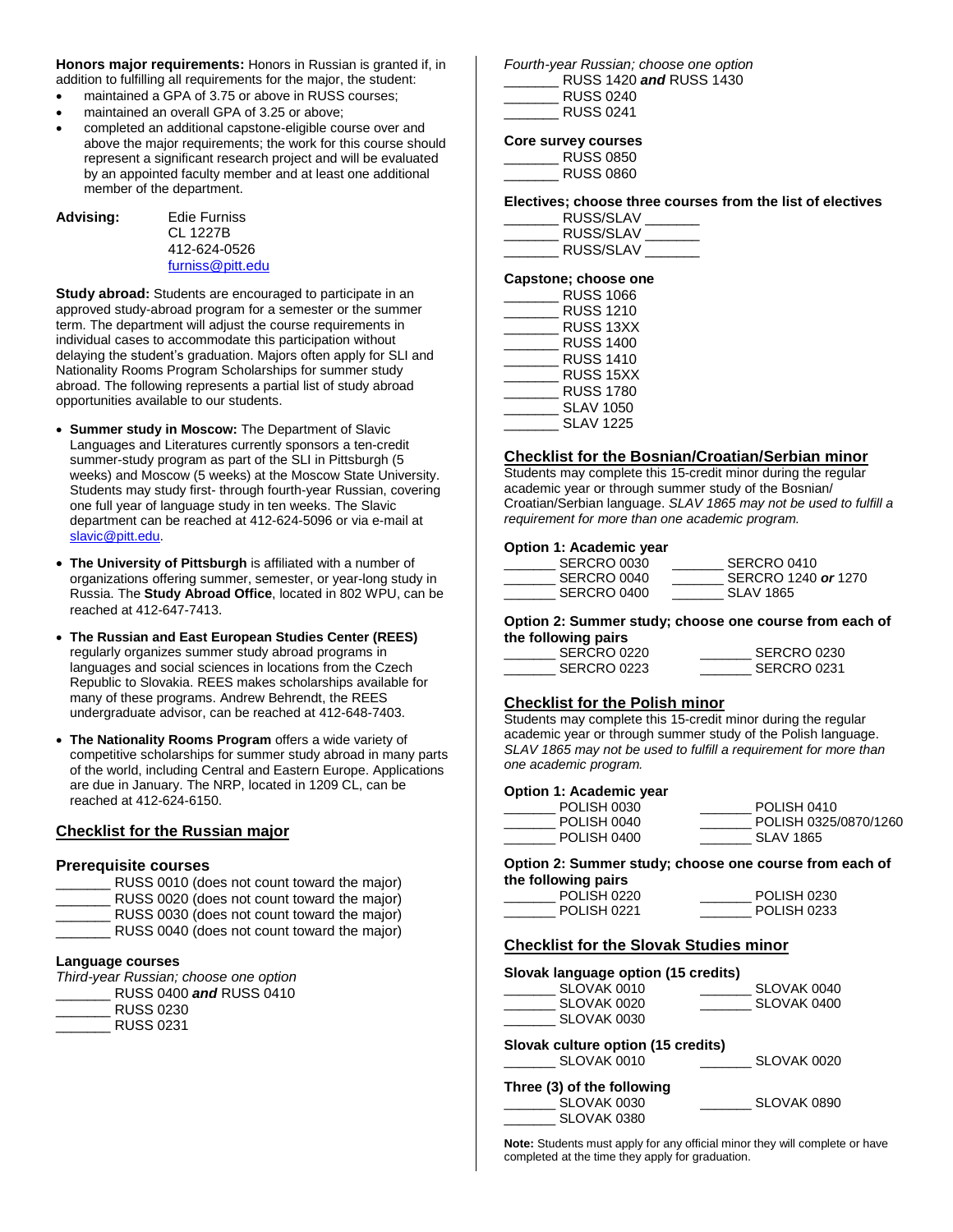**Honors major requirements:** Honors in Russian is granted if, in addition to fulfilling all requirements for the major, the student:

- maintained a GPA of 3.75 or above in RUSS courses;
- maintained an overall GPA of 3.25 or above;
- completed an additional capstone-eligible course over and above the major requirements; the work for this course should represent a significant research project and will be evaluated by an appointed faculty member and at least one additional member of the department.

**Advising:** Edie Furniss
CL 1227B
412-624-0526
furniss@pitt.edu

**Study abroad:** Students are encouraged to participate in an approved study-abroad program for a semester or the summer term. The department will adjust the course requirements in individual cases to accommodate this participation without delaying the student's graduation. Majors often apply for SLI and Nationality Rooms Program Scholarships for summer study abroad. The following represents a partial list of study abroad opportunities available to our students.

- **Summer study in Moscow:** The Department of Slavic Languages and Literatures currently sponsors a ten-credit summer-study program as part of the SLI in Pittsburgh (5 weeks) and Moscow (5 weeks) at the Moscow State University. Students may study first- through fourth-year Russian, covering one full year of language study in ten weeks. The Slavic department can be reached at 412-624-5096 or via e-mail at slavic@pitt.edu.
- **The University of Pittsburgh** is affiliated with a number of organizations offering summer, semester, or year-long study in Russia. The **Study Abroad Office**, located in 802 WPU, can be reached at 412-647-7413.
- **The Russian and East European Studies Center (REES)** regularly organizes summer study abroad programs in languages and social sciences in locations from the Czech Republic to Slovakia. REES makes scholarships available for many of these programs. Andrew Behrendt, the REES undergraduate advisor, can be reached at 412-648-7403.
- **The Nationality Rooms Program** offers a wide variety of competitive scholarships for summer study abroad in many parts of the world, including Central and Eastern Europe. Applications are due in January. The NRP, located in 1209 CL, can be reached at 412-624-6150.

## Checklist for the Russian major

### Prerequisite courses

_______ RUSS 0010 (does not count toward the major)
_______ RUSS 0020 (does not count toward the major)
_______ RUSS 0030 (does not count toward the major)
_______ RUSS 0040 (does not count toward the major)

### Language courses

*Third-year Russian; choose one option*
_______ RUSS 0400 ***and*** RUSS 0410
_______ RUSS 0230
_______ RUSS 0231

*Fourth-year Russian; choose one option*
_______ RUSS 1420 ***and*** RUSS 1430
_______ RUSS 0240
_______ RUSS 0241

**Core survey courses**
_______ RUSS 0850
_______ RUSS 0860

**Electives; choose three courses from the list of electives**
_______ RUSS/SLAV _______
_______ RUSS/SLAV _______
_______ RUSS/SLAV _______

**Capstone; choose one**
_______ RUSS 1066
_______ RUSS 1210
_______ RUSS 13XX
_______ RUSS 1400
_______ RUSS 1410
_______ RUSS 15XX
_______ RUSS 1780
_______ SLAV 1050
_______ SLAV 1225

## Checklist for the Bosnian/Croatian/Serbian minor

Students may complete this 15-credit minor during the regular academic year or through summer study of the Bosnian/ Croatian/Serbian language. *SLAV 1865 may not be used to fulfill a requirement for more than one academic program.*

**Option 1: Academic year**

| | |
|---|---|
| _______ SERCRO 0030 | _______ SERCRO 0410 |
| _______ SERCRO 0040 | _______ SERCRO 1240 ***or*** 1270 |
| _______ SERCRO 0400 | _______ SLAV 1865 |

**Option 2: Summer study; choose one course from each of the following pairs**

| | |
|---|---|
| _______ SERCRO 0220 | _______ SERCRO 0230 |
| _______ SERCRO 0223 | _______ SERCRO 0231 |

## Checklist for the Polish minor

Students may complete this 15-credit minor during the regular academic year or through summer study of the Polish language. *SLAV 1865 may not be used to fulfill a requirement for more than one academic program.*

**Option 1: Academic year**

| | |
|---|---|
| _______ POLISH 0030 | _______ POLISH 0410 |
| _______ POLISH 0040 | _______ POLISH 0325/0870/1260 |
| _______ POLISH 0400 | _______ SLAV 1865 |

**Option 2: Summer study; choose one course from each of the following pairs**

| | |
|---|---|
| _______ POLISH 0220 | _______ POLISH 0230 |
| _______ POLISH 0221 | _______ POLISH 0233 |

## Checklist for the Slovak Studies minor

**Slovak language option (15 credits)**

| | |
|---|---|
| _______ SLOVAK 0010 | _______ SLOVAK 0040 |
| _______ SLOVAK 0020 | _______ SLOVAK 0400 |
| _______ SLOVAK 0030 | |

**Slovak culture option (15 credits)**

| | |
|---|---|
| _______ SLOVAK 0010 | _______ SLOVAK 0020 |

**Three (3) of the following**

| | |
|---|---|
| _______ SLOVAK 0030 | _______ SLOVAK 0890 |
| _______ SLOVAK 0380 | |

**Note:** Students must apply for any official minor they will complete or have completed at the time they apply for graduation.